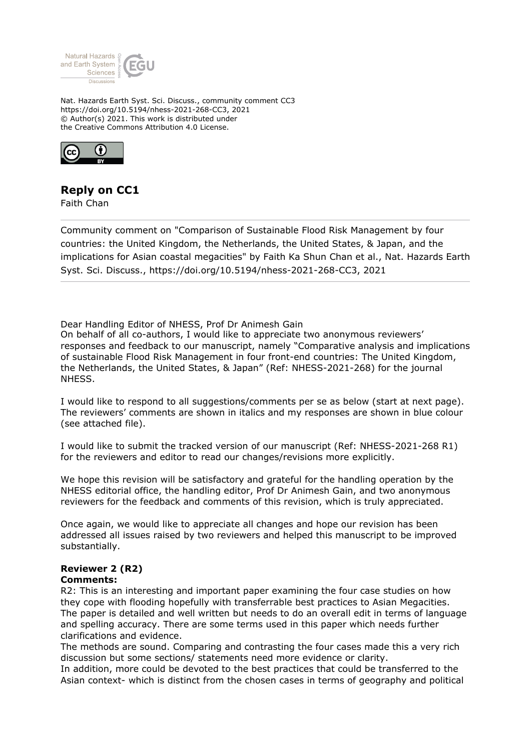Nat. Hazards Earth Syst. Sci. Discuss., community comment CC3
https://doi.org/10.5194/nhess-2021-268-CC3, 2021
© Author(s) 2021. This work is distributed under
the Creative Commons Attribution 4.0 License.

## Reply on CC1

Faith Chan

Community comment on "Comparison of Sustainable Flood Risk Management by four countries: the United Kingdom, the Netherlands, the United States, & Japan, and the implications for Asian coastal megacities" by Faith Ka Shun Chan et al., Nat. Hazards Earth Syst. Sci. Discuss., https://doi.org/10.5194/nhess-2021-268-CC3, 2021

---

Dear Handling Editor of NHESS, Prof Dr Animesh Gain

On behalf of all co-authors, I would like to appreciate two anonymous reviewers' responses and feedback to our manuscript, namely "Comparative analysis and implications of sustainable Flood Risk Management in four front-end countries: The United Kingdom, the Netherlands, the United States, & Japan" (Ref: NHESS-2021-268) for the journal NHESS.

I would like to respond to all suggestions/comments per se as below (start at next page). The reviewers' comments are shown in italics and my responses are shown in blue colour (see attached file).

I would like to submit the tracked version of our manuscript (Ref: NHESS-2021-268 R1) for the reviewers and editor to read our changes/revisions more explicitly.

We hope this revision will be satisfactory and grateful for the handling operation by the NHESS editorial office, the handling editor, Prof Dr Animesh Gain, and two anonymous reviewers for the feedback and comments of this revision, which is truly appreciated.

Once again, we would like to appreciate all changes and hope our revision has been addressed all issues raised by two reviewers and helped this manuscript to be improved substantially.

**Reviewer 2 (R2)**

**Comments:**

R2: This is an interesting and important paper examining the four case studies on how they cope with flooding hopefully with transferrable best practices to Asian Megacities. The paper is detailed and well written but needs to do an overall edit in terms of language and spelling accuracy. There are some terms used in this paper which needs further clarifications and evidence.

The methods are sound. Comparing and contrasting the four cases made this a very rich discussion but some sections/ statements need more evidence or clarity.

In addition, more could be devoted to the best practices that could be transferred to the Asian context- which is distinct from the chosen cases in terms of geography and political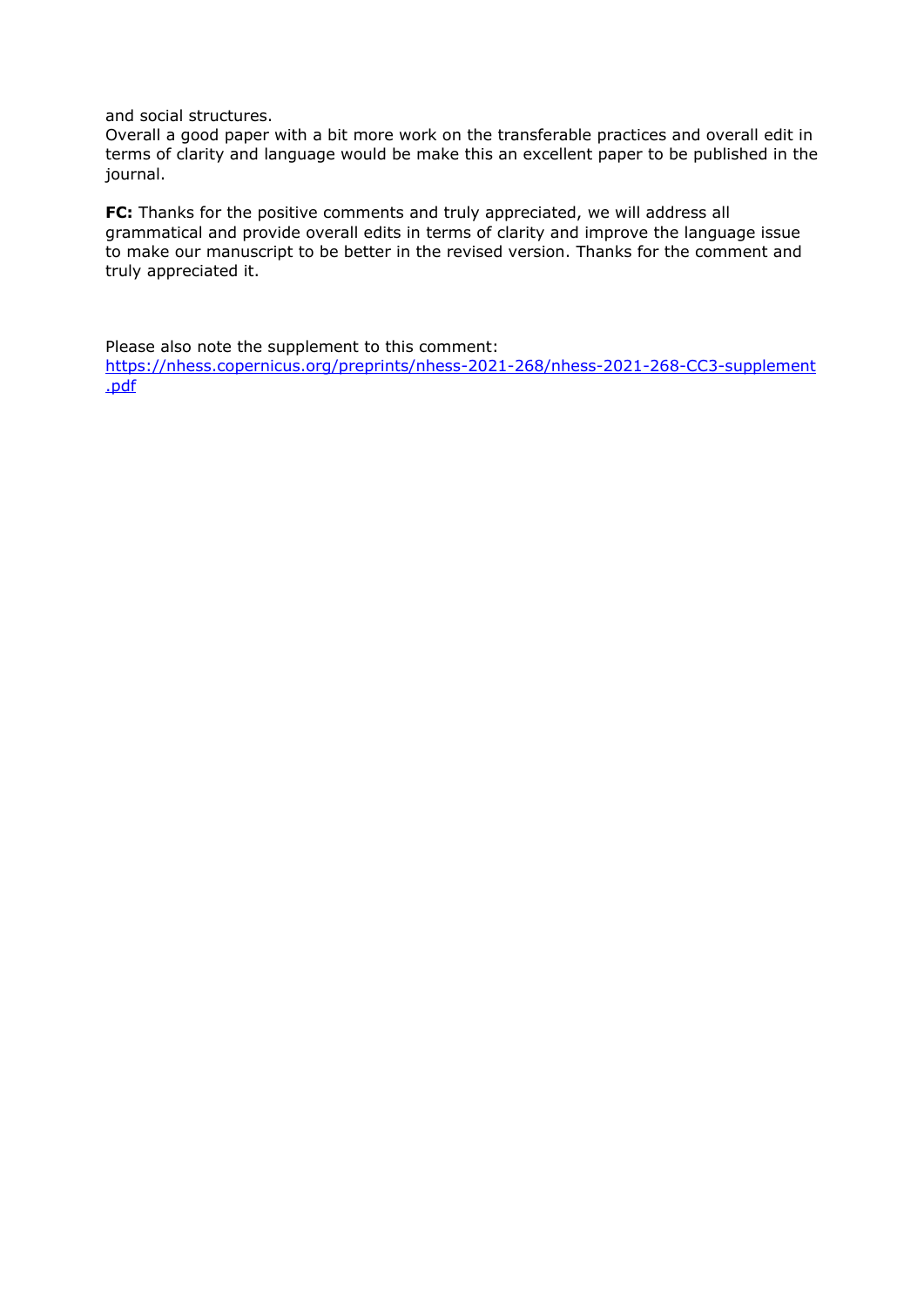and social structures.

Overall a good paper with a bit more work on the transferable practices and overall edit in terms of clarity and language would be make this an excellent paper to be published in the journal.

**FC:** Thanks for the positive comments and truly appreciated, we will address all grammatical and provide overall edits in terms of clarity and improve the language issue to make our manuscript to be better in the revised version. Thanks for the comment and truly appreciated it.

Please also note the supplement to this comment:
https://nhess.copernicus.org/preprints/nhess-2021-268/nhess-2021-268-CC3-supplement.pdf